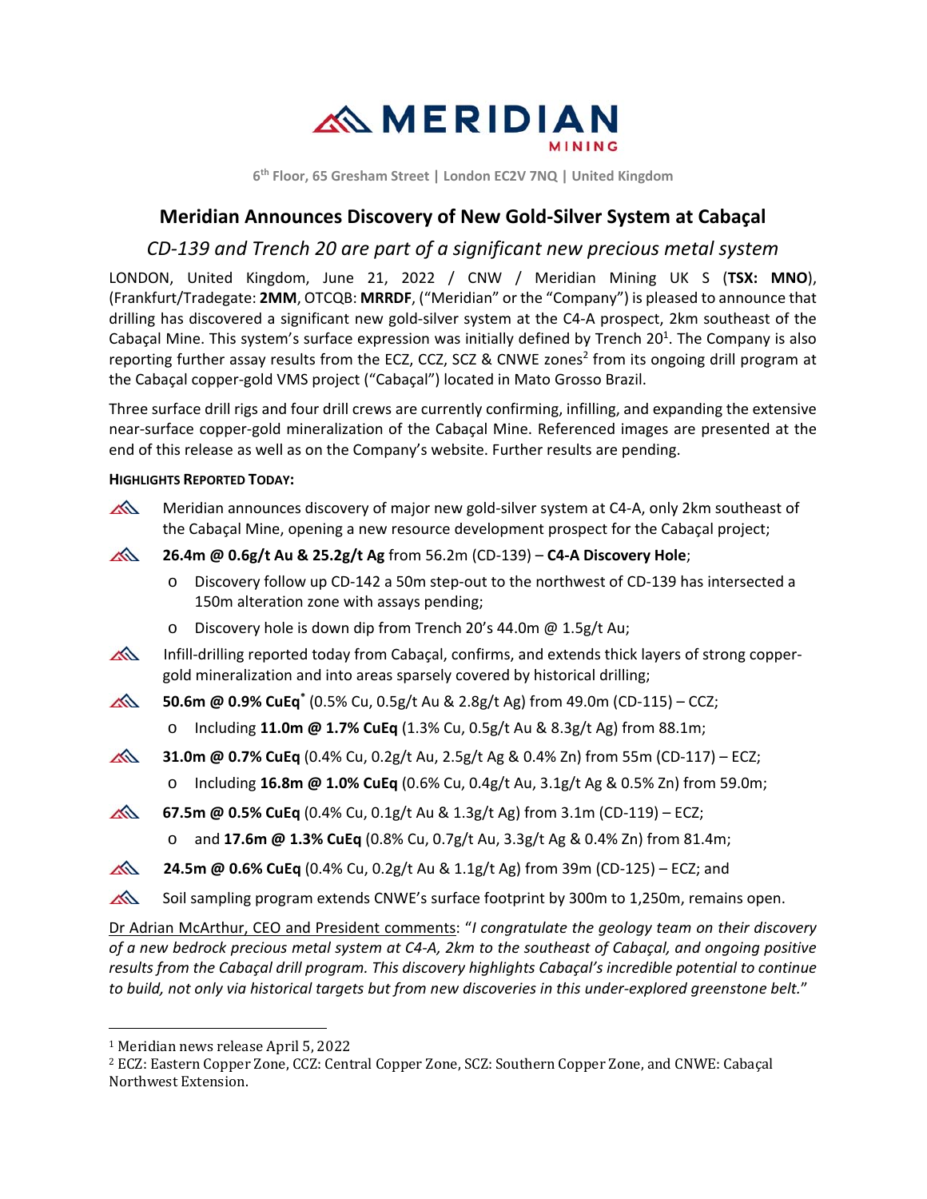# MERIDIAN
MINING

6th Floor, 65 Gresham Street | London EC2V 7NQ | United Kingdom

## Meridian Announces Discovery of New Gold-Silver System at Cabaçal

### *CD-139 and Trench 20 are part of a significant new precious metal system*

LONDON, United Kingdom, June 21, 2022 / CNW / Meridian Mining UK S (**TSX: MNO**), (Frankfurt/Tradegate: **2MM**, OTCQB: **MRRDF**, ("Meridian" or the "Company") is pleased to announce that drilling has discovered a significant new gold-silver system at the C4-A prospect, 2km southeast of the Cabaçal Mine. This system's surface expression was initially defined by Trench 20[1]. The Company is also reporting further assay results from the ECZ, CCZ, SCZ & CNWE zones[2] from its ongoing drill program at the Cabaçal copper-gold VMS project ("Cabaçal") located in Mato Grosso Brazil.

Three surface drill rigs and four drill crews are currently confirming, infilling, and expanding the extensive near-surface copper-gold mineralization of the Cabaçal Mine. Referenced images are presented at the end of this release as well as on the Company's website. Further results are pending.

**HIGHLIGHTS REPORTED TODAY:**

- Meridian announces discovery of major new gold-silver system at C4-A, only 2km southeast of the Cabaçal Mine, opening a new resource development prospect for the Cabaçal project;
- **26.4m @ 0.6g/t Au & 25.2g/t Ag** from 56.2m (CD-139) – **C4-A Discovery Hole**;
  - Discovery follow up CD-142 a 50m step-out to the northwest of CD-139 has intersected a 150m alteration zone with assays pending;
  - Discovery hole is down dip from Trench 20's 44.0m @ 1.5g/t Au;
- Infill-drilling reported today from Cabaçal, confirms, and extends thick layers of strong copper-gold mineralization and into areas sparsely covered by historical drilling;
- **50.6m @ 0.9% CuEq*** (0.5% Cu, 0.5g/t Au & 2.8g/t Ag) from 49.0m (CD-115) – CCZ;
  - Including **11.0m @ 1.7% CuEq** (1.3% Cu, 0.5g/t Au & 8.3g/t Ag) from 88.1m;
- **31.0m @ 0.7% CuEq** (0.4% Cu, 0.2g/t Au, 2.5g/t Ag & 0.4% Zn) from 55m (CD-117) – ECZ;
  - Including **16.8m @ 1.0% CuEq** (0.6% Cu, 0.4g/t Au, 3.1g/t Ag & 0.5% Zn) from 59.0m;
- **67.5m @ 0.5% CuEq** (0.4% Cu, 0.1g/t Au & 1.3g/t Ag) from 3.1m (CD-119) – ECZ;
  - and **17.6m @ 1.3% CuEq** (0.8% Cu, 0.7g/t Au, 3.3g/t Ag & 0.4% Zn) from 81.4m;
- **24.5m @ 0.6% CuEq** (0.4% Cu, 0.2g/t Au & 1.1g/t Ag) from 39m (CD-125) – ECZ; and
- Soil sampling program extends CNWE's surface footprint by 300m to 1,250m, remains open.

Dr Adrian McArthur, CEO and President comments: "*I congratulate the geology team on their discovery of a new bedrock precious metal system at C4-A, 2km to the southeast of Cabaçal, and ongoing positive results from the Cabaçal drill program. This discovery highlights Cabaçal's incredible potential to continue to build, not only via historical targets but from new discoveries in this under-explored greenstone belt.*"

---

[1] Meridian news release April 5, 2022

[2] ECZ: Eastern Copper Zone, CCZ: Central Copper Zone, SCZ: Southern Copper Zone, and CNWE: Cabaçal Northwest Extension.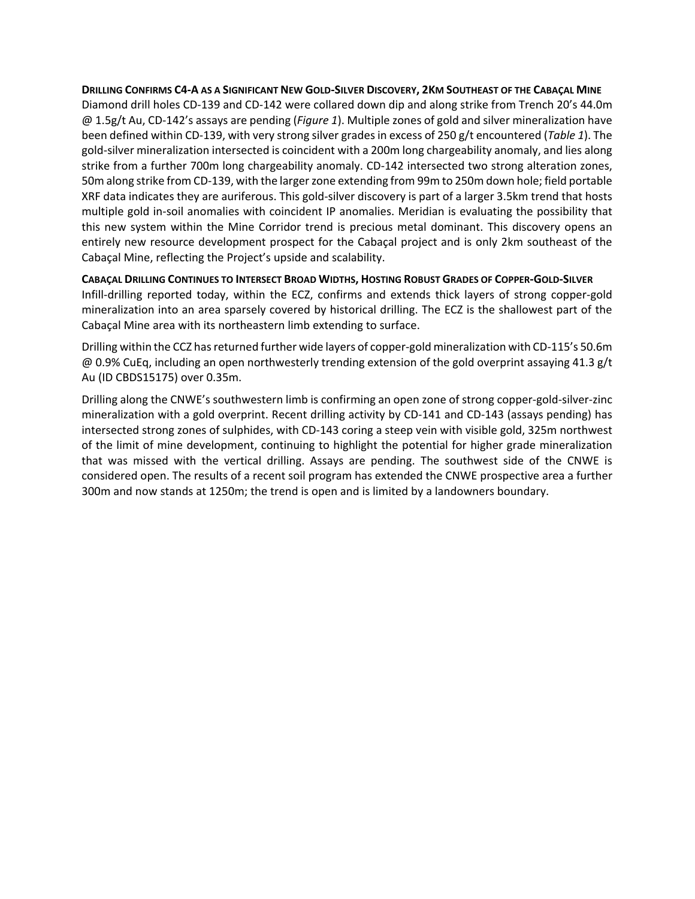**Drilling Confirms C4-A as a Significant New Gold-Silver Discovery, 2Km Southeast of the Cabaçal Mine**

Diamond drill holes CD-139 and CD-142 were collared down dip and along strike from Trench 20's 44.0m @ 1.5g/t Au, CD-142's assays are pending (*Figure 1*). Multiple zones of gold and silver mineralization have been defined within CD-139, with very strong silver grades in excess of 250 g/t encountered (*Table 1*). The gold-silver mineralization intersected is coincident with a 200m long chargeability anomaly, and lies along strike from a further 700m long chargeability anomaly. CD-142 intersected two strong alteration zones, 50m along strike from CD-139, with the larger zone extending from 99m to 250m down hole; field portable XRF data indicates they are auriferous. This gold-silver discovery is part of a larger 3.5km trend that hosts multiple gold in-soil anomalies with coincident IP anomalies. Meridian is evaluating the possibility that this new system within the Mine Corridor trend is precious metal dominant. This discovery opens an entirely new resource development prospect for the Cabaçal project and is only 2km southeast of the Cabaçal Mine, reflecting the Project's upside and scalability.

**Cabaçal Drilling Continues to Intersect Broad Widths, Hosting Robust Grades of Copper-Gold-Silver**

Infill-drilling reported today, within the ECZ, confirms and extends thick layers of strong copper-gold mineralization into an area sparsely covered by historical drilling. The ECZ is the shallowest part of the Cabaçal Mine area with its northeastern limb extending to surface.

Drilling within the CCZ has returned further wide layers of copper-gold mineralization with CD-115's 50.6m @ 0.9% CuEq, including an open northwesterly trending extension of the gold overprint assaying 41.3 g/t Au (ID CBDS15175) over 0.35m.

Drilling along the CNWE's southwestern limb is confirming an open zone of strong copper-gold-silver-zinc mineralization with a gold overprint. Recent drilling activity by CD-141 and CD-143 (assays pending) has intersected strong zones of sulphides, with CD-143 coring a steep vein with visible gold, 325m northwest of the limit of mine development, continuing to highlight the potential for higher grade mineralization that was missed with the vertical drilling. Assays are pending. The southwest side of the CNWE is considered open. The results of a recent soil program has extended the CNWE prospective area a further 300m and now stands at 1250m; the trend is open and is limited by a landowners boundary.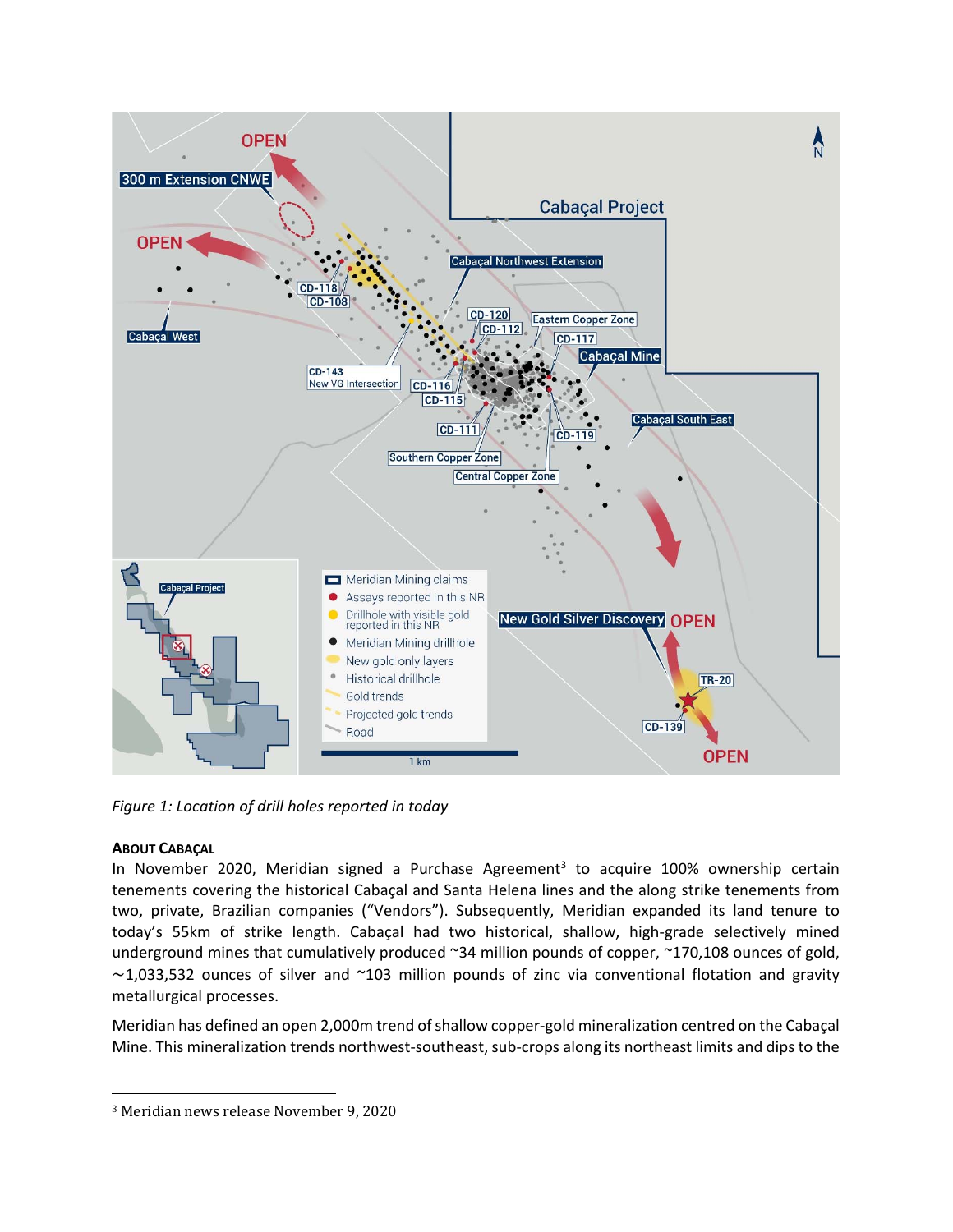*Figure 1: Location of drill holes reported in today*

**ABOUT CABAÇAL**

In November 2020, Meridian signed a Purchase Agreement[3] to acquire 100% ownership certain tenements covering the historical Cabaçal and Santa Helena lines and the along strike tenements from two, private, Brazilian companies ("Vendors"). Subsequently, Meridian expanded its land tenure to today's 55km of strike length. Cabaçal had two historical, shallow, high-grade selectively mined underground mines that cumulatively produced ~34 million pounds of copper, ~170,108 ounces of gold, ~1,033,532 ounces of silver and ~103 million pounds of zinc via conventional flotation and gravity metallurgical processes.

Meridian has defined an open 2,000m trend of shallow copper-gold mineralization centred on the Cabaçal Mine. This mineralization trends northwest-southeast, sub-crops along its northeast limits and dips to the

[3] Meridian news release November 9, 2020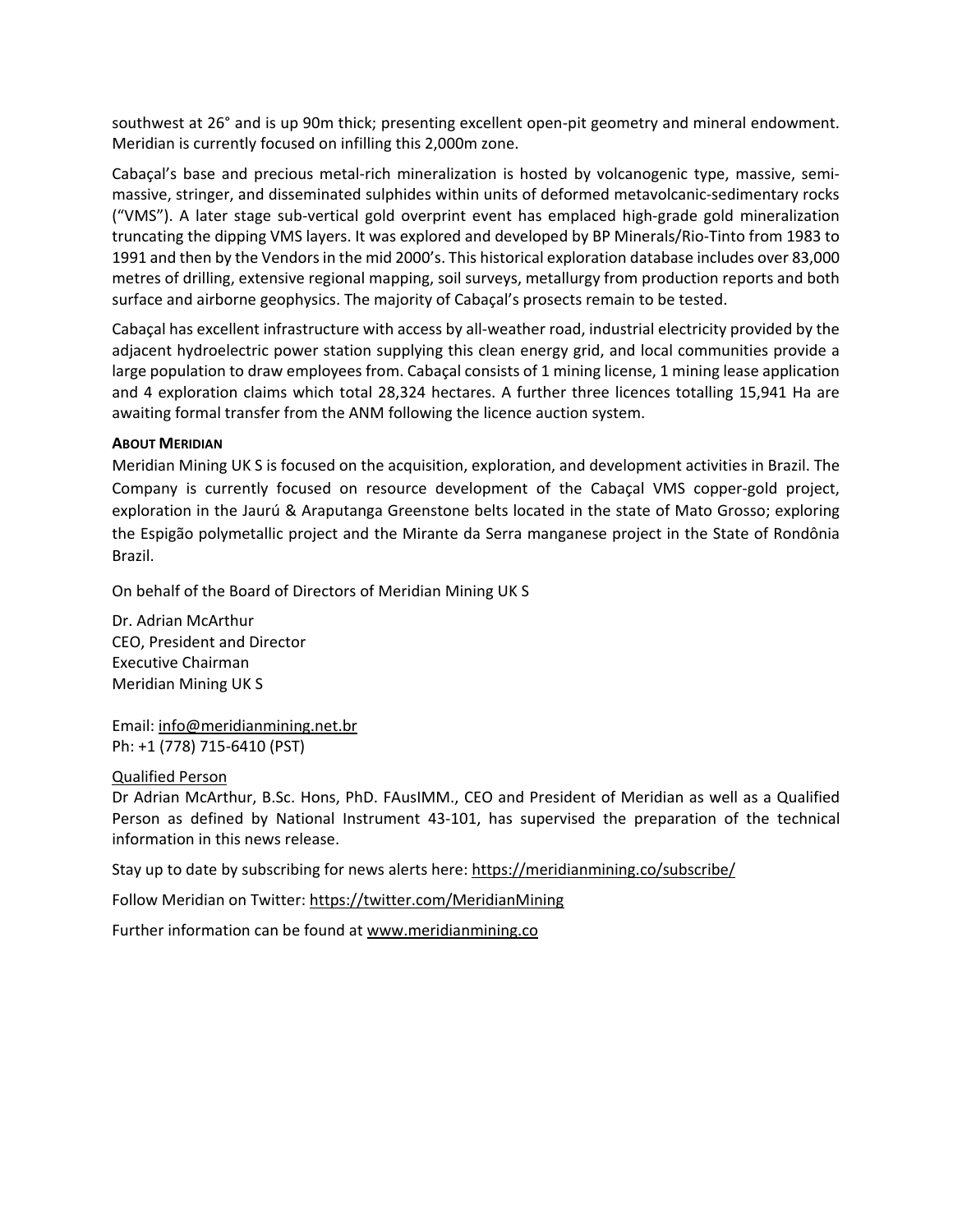southwest at 26° and is up 90m thick; presenting excellent open-pit geometry and mineral endowment. Meridian is currently focused on infilling this 2,000m zone.

Cabaçal's base and precious metal-rich mineralization is hosted by volcanogenic type, massive, semi-massive, stringer, and disseminated sulphides within units of deformed metavolcanic-sedimentary rocks ("VMS"). A later stage sub-vertical gold overprint event has emplaced high-grade gold mineralization truncating the dipping VMS layers. It was explored and developed by BP Minerals/Rio-Tinto from 1983 to 1991 and then by the Vendors in the mid 2000's. This historical exploration database includes over 83,000 metres of drilling, extensive regional mapping, soil surveys, metallurgy from production reports and both surface and airborne geophysics. The majority of Cabaçal's prosects remain to be tested.

Cabaçal has excellent infrastructure with access by all-weather road, industrial electricity provided by the adjacent hydroelectric power station supplying this clean energy grid, and local communities provide a large population to draw employees from. Cabaçal consists of 1 mining license, 1 mining lease application and 4 exploration claims which total 28,324 hectares. A further three licences totalling 15,941 Ha are awaiting formal transfer from the ANM following the licence auction system.

**ABOUT MERIDIAN**

Meridian Mining UK S is focused on the acquisition, exploration, and development activities in Brazil. The Company is currently focused on resource development of the Cabaçal VMS copper-gold project, exploration in the Jaurú & Araputanga Greenstone belts located in the state of Mato Grosso; exploring the Espigão polymetallic project and the Mirante da Serra manganese project in the State of Rondônia Brazil.

On behalf of the Board of Directors of Meridian Mining UK S

Dr. Adrian McArthur
CEO, President and Director
Executive Chairman
Meridian Mining UK S

Email: info@meridianmining.net.br
Ph: +1 (778) 715-6410 (PST)

Qualified Person

Dr Adrian McArthur, B.Sc. Hons, PhD. FAusIMM., CEO and President of Meridian as well as a Qualified Person as defined by National Instrument 43-101, has supervised the preparation of the technical information in this news release.

Stay up to date by subscribing for news alerts here: https://meridianmining.co/subscribe/

Follow Meridian on Twitter: https://twitter.com/MeridianMining

Further information can be found at www.meridianmining.co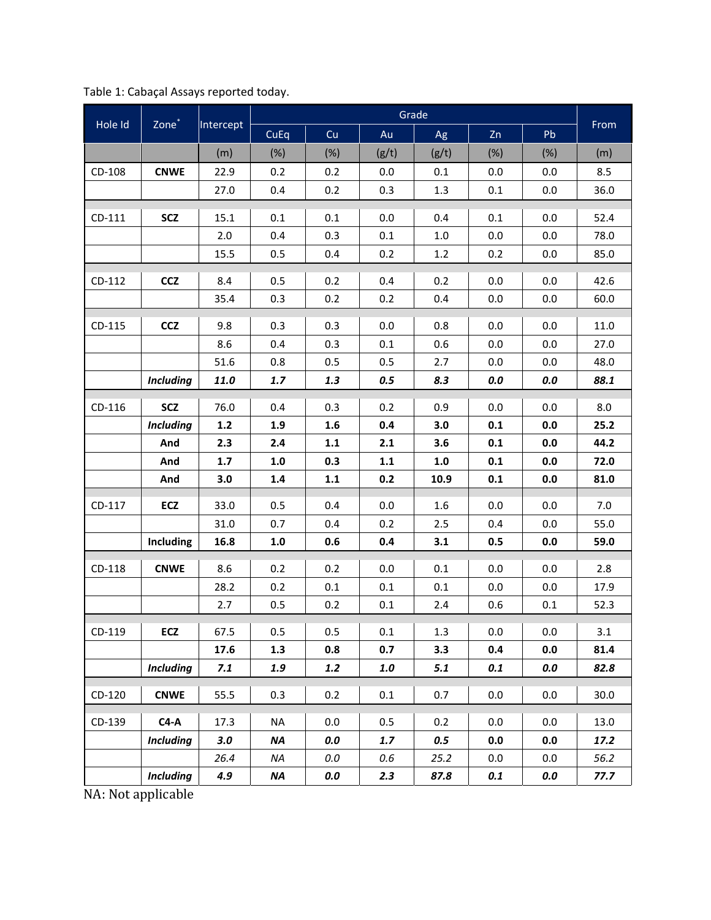Table 1: Cabaçal Assays reported today.

| Hole Id | Zone* | Intercept | Grade | | | | | | From |
|---|---|---|---|---|---|---|---|---|---|
| | | | CuEq | Cu | Au | Ag | Zn | Pb | |
| | | (m) | (%) | (%) | (g/t) | (g/t) | (%) | (%) | (m) |
| CD-108 | **CNWE** | 22.9 | 0.2 | 0.2 | 0.0 | 0.1 | 0.0 | 0.0 | 8.5 |
| | | 27.0 | 0.4 | 0.2 | 0.3 | 1.3 | 0.1 | 0.0 | 36.0 |
| CD-111 | **SCZ** | 15.1 | 0.1 | 0.1 | 0.0 | 0.4 | 0.1 | 0.0 | 52.4 |
| | | 2.0 | 0.4 | 0.3 | 0.1 | 1.0 | 0.0 | 0.0 | 78.0 |
| | | 15.5 | 0.5 | 0.4 | 0.2 | 1.2 | 0.2 | 0.0 | 85.0 |
| CD-112 | **CCZ** | 8.4 | 0.5 | 0.2 | 0.4 | 0.2 | 0.0 | 0.0 | 42.6 |
| | | 35.4 | 0.3 | 0.2 | 0.2 | 0.4 | 0.0 | 0.0 | 60.0 |
| CD-115 | **CCZ** | 9.8 | 0.3 | 0.3 | 0.0 | 0.8 | 0.0 | 0.0 | 11.0 |
| | | 8.6 | 0.4 | 0.3 | 0.1 | 0.6 | 0.0 | 0.0 | 27.0 |
| | | 51.6 | 0.8 | 0.5 | 0.5 | 2.7 | 0.0 | 0.0 | 48.0 |
| | ***Including*** | ***11.0*** | ***1.7*** | ***1.3*** | ***0.5*** | ***8.3*** | ***0.0*** | ***0.0*** | ***88.1*** |
| CD-116 | **SCZ** | 76.0 | 0.4 | 0.3 | 0.2 | 0.9 | 0.0 | 0.0 | 8.0 |
| | ***Including*** | **1.2** | **1.9** | **1.6** | **0.4** | **3.0** | **0.1** | **0.0** | **25.2** |
| | **And** | **2.3** | **2.4** | **1.1** | **2.1** | **3.6** | **0.1** | **0.0** | **44.2** |
| | **And** | **1.7** | **1.0** | **0.3** | **1.1** | **1.0** | **0.1** | **0.0** | **72.0** |
| | **And** | **3.0** | **1.4** | **1.1** | **0.2** | **10.9** | **0.1** | **0.0** | **81.0** |
| CD-117 | **ECZ** | 33.0 | 0.5 | 0.4 | 0.0 | 1.6 | 0.0 | 0.0 | 7.0 |
| | | 31.0 | 0.7 | 0.4 | 0.2 | 2.5 | 0.4 | 0.0 | 55.0 |
| | **Including** | **16.8** | **1.0** | **0.6** | **0.4** | **3.1** | **0.5** | **0.0** | **59.0** |
| CD-118 | **CNWE** | 8.6 | 0.2 | 0.2 | 0.0 | 0.1 | 0.0 | 0.0 | 2.8 |
| | | 28.2 | 0.2 | 0.1 | 0.1 | 0.1 | 0.0 | 0.0 | 17.9 |
| | | 2.7 | 0.5 | 0.2 | 0.1 | 2.4 | 0.6 | 0.1 | 52.3 |
| CD-119 | **ECZ** | 67.5 | 0.5 | 0.5 | 0.1 | 1.3 | 0.0 | 0.0 | 3.1 |
| | | **17.6** | **1.3** | **0.8** | **0.7** | **3.3** | **0.4** | **0.0** | **81.4** |
| | ***Including*** | ***7.1*** | ***1.9*** | ***1.2*** | ***1.0*** | ***5.1*** | ***0.1*** | ***0.0*** | ***82.8*** |
| CD-120 | **CNWE** | 55.5 | 0.3 | 0.2 | 0.1 | 0.7 | 0.0 | 0.0 | 30.0 |
| CD-139 | **C4-A** | 17.3 | NA | 0.0 | 0.5 | 0.2 | 0.0 | 0.0 | 13.0 |
| | ***Including*** | ***3.0*** | ***NA*** | ***0.0*** | ***1.7*** | ***0.5*** | ***0.0*** | ***0.0*** | ***17.2*** |
| | | *26.4* | *NA* | *0.0* | *0.6* | *25.2* | 0.0 | 0.0 | *56.2* |
| | ***Including*** | ***4.9*** | ***NA*** | ***0.0*** | ***2.3*** | ***87.8*** | ***0.1*** | ***0.0*** | ***77.7*** |

NA: Not applicable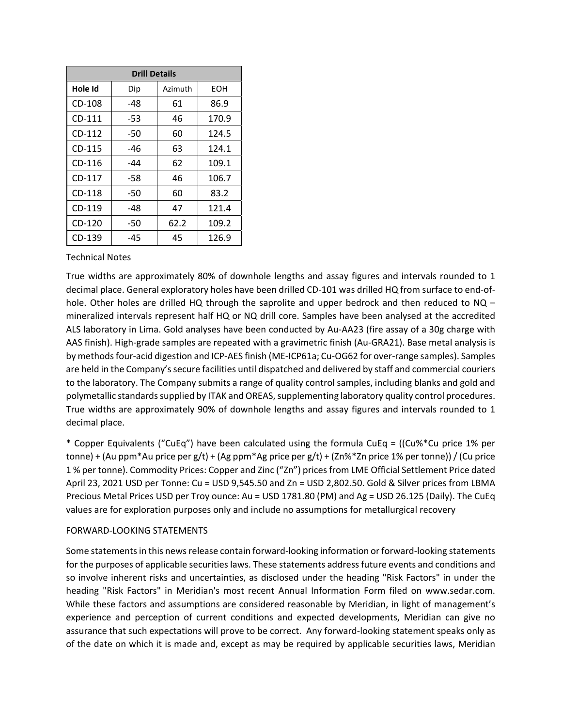| Drill Details | | | |
|---|---|---|---|
| **Hole Id** | Dip | Azimuth | EOH |
| CD-108 | -48 | 61 | 86.9 |
| CD-111 | -53 | 46 | 170.9 |
| CD-112 | -50 | 60 | 124.5 |
| CD-115 | -46 | 63 | 124.1 |
| CD-116 | -44 | 62 | 109.1 |
| CD-117 | -58 | 46 | 106.7 |
| CD-118 | -50 | 60 | 83.2 |
| CD-119 | -48 | 47 | 121.4 |
| CD-120 | -50 | 62.2 | 109.2 |
| CD-139 | -45 | 45 | 126.9 |

Technical Notes

True widths are approximately 80% of downhole lengths and assay figures and intervals rounded to 1 decimal place. General exploratory holes have been drilled CD-101 was drilled HQ from surface to end-of-hole. Other holes are drilled HQ through the saprolite and upper bedrock and then reduced to NQ – mineralized intervals represent half HQ or NQ drill core. Samples have been analysed at the accredited ALS laboratory in Lima. Gold analyses have been conducted by Au-AA23 (fire assay of a 30g charge with AAS finish). High-grade samples are repeated with a gravimetric finish (Au-GRA21). Base metal analysis is by methods four-acid digestion and ICP-AES finish (ME-ICP61a; Cu-OG62 for over-range samples). Samples are held in the Company's secure facilities until dispatched and delivered by staff and commercial couriers to the laboratory. The Company submits a range of quality control samples, including blanks and gold and polymetallic standards supplied by ITAK and OREAS, supplementing laboratory quality control procedures. True widths are approximately 90% of downhole lengths and assay figures and intervals rounded to 1 decimal place.

* Copper Equivalents ("CuEq") have been calculated using the formula CuEq = ((Cu%*Cu price 1% per tonne) + (Au ppm*Au price per g/t) + (Ag ppm*Ag price per g/t) + (Zn%*Zn price 1% per tonne)) / (Cu price 1 % per tonne). Commodity Prices: Copper and Zinc ("Zn") prices from LME Official Settlement Price dated April 23, 2021 USD per Tonne: Cu = USD 9,545.50 and Zn = USD 2,802.50. Gold & Silver prices from LBMA Precious Metal Prices USD per Troy ounce: Au = USD 1781.80 (PM) and Ag = USD 26.125 (Daily). The CuEq values are for exploration purposes only and include no assumptions for metallurgical recovery

FORWARD-LOOKING STATEMENTS

Some statements in this news release contain forward-looking information or forward-looking statements for the purposes of applicable securities laws. These statements address future events and conditions and so involve inherent risks and uncertainties, as disclosed under the heading "Risk Factors" in under the heading "Risk Factors" in Meridian's most recent Annual Information Form filed on www.sedar.com. While these factors and assumptions are considered reasonable by Meridian, in light of management's experience and perception of current conditions and expected developments, Meridian can give no assurance that such expectations will prove to be correct. Any forward-looking statement speaks only as of the date on which it is made and, except as may be required by applicable securities laws, Meridian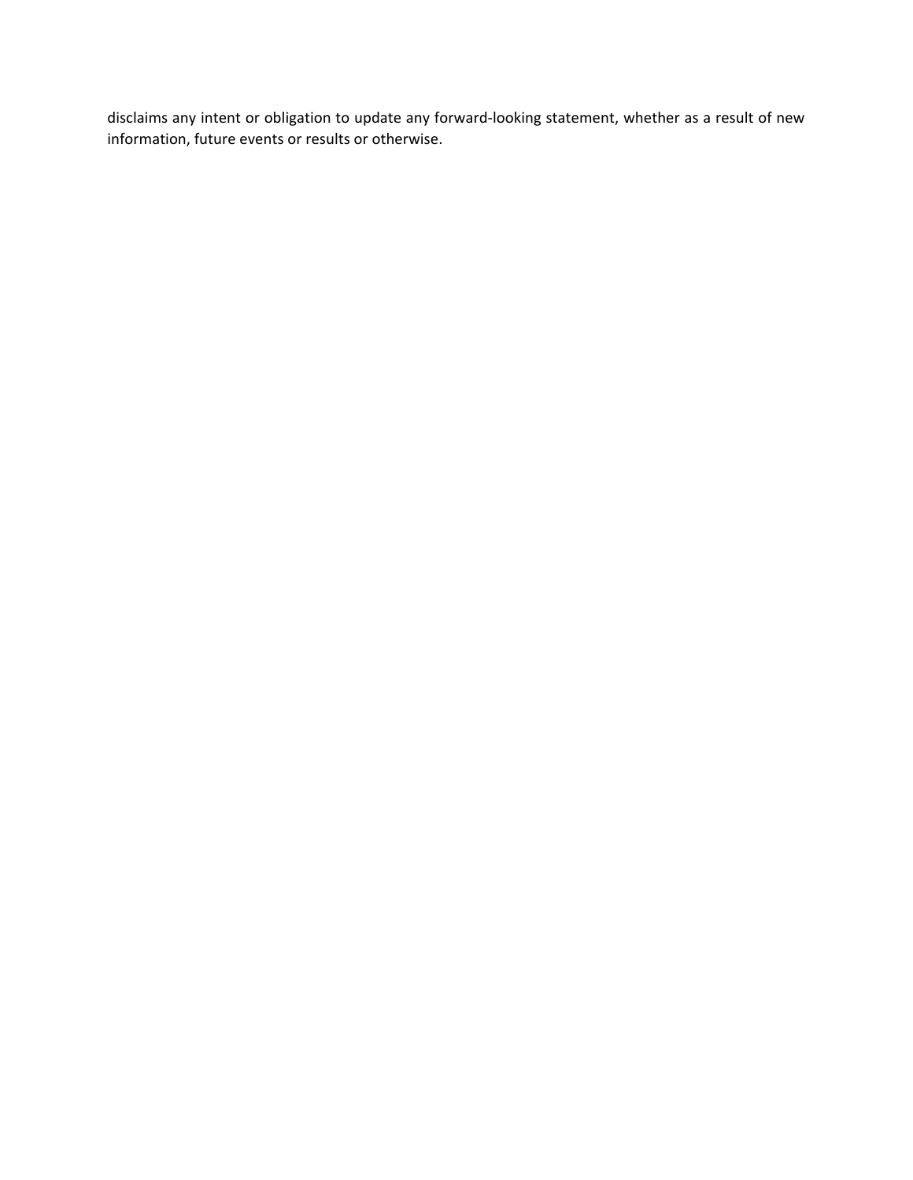disclaims any intent or obligation to update any forward-looking statement, whether as a result of new information, future events or results or otherwise.